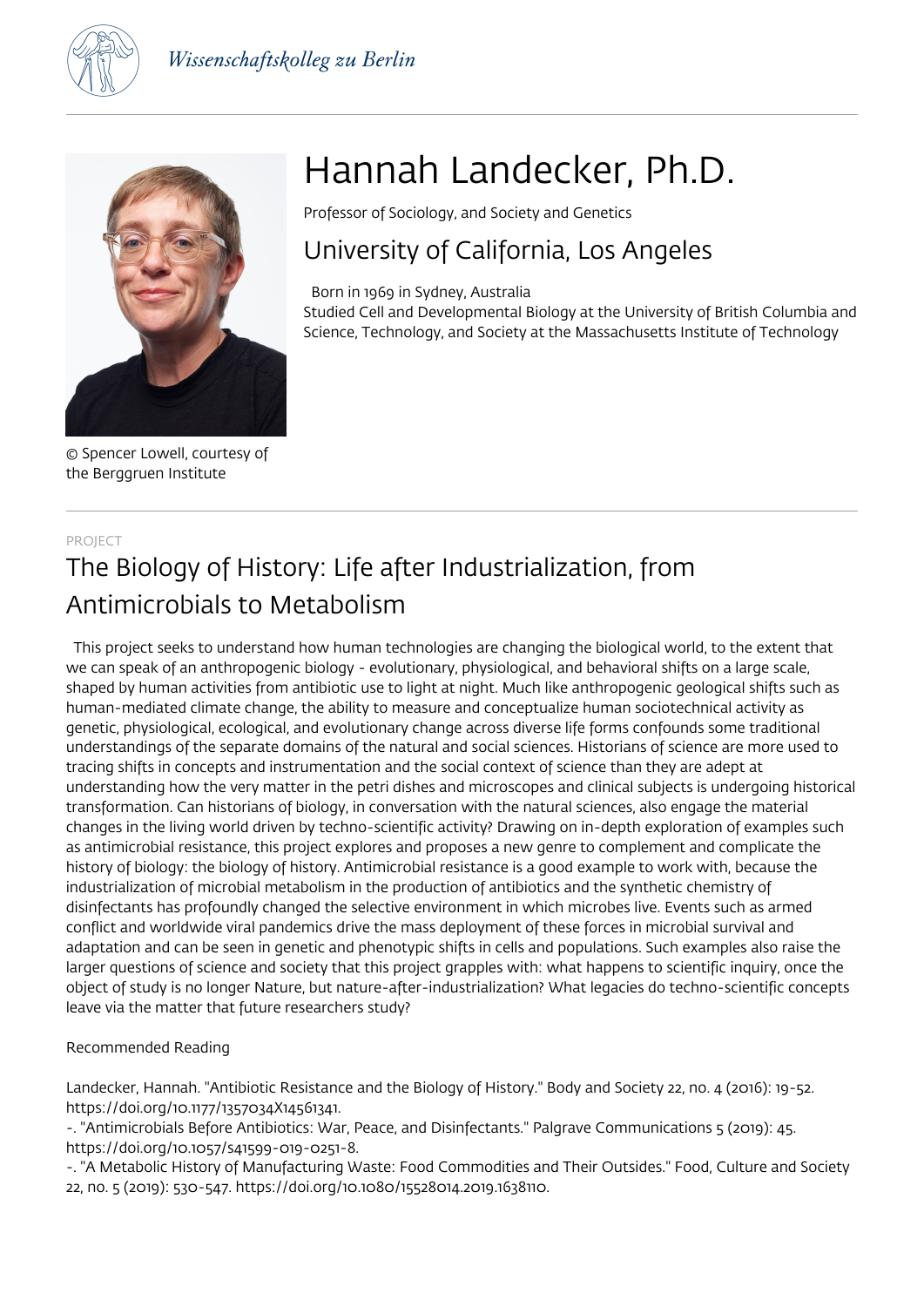*Wissenschaftskolleg zu Berlin*

© Spencer Lowell, courtesy of the Berggruen Institute

# Hannah Landecker, Ph.D.

Professor of Sociology, and Society and Genetics

## University of California, Los Angeles

Born in 1969 in Sydney, Australia
Studied Cell and Developmental Biology at the University of British Columbia and Science, Technology, and Society at the Massachusetts Institute of Technology

PROJECT

## The Biology of History: Life after Industrialization, from Antimicrobials to Metabolism

This project seeks to understand how human technologies are changing the biological world, to the extent that we can speak of an anthropogenic biology - evolutionary, physiological, and behavioral shifts on a large scale, shaped by human activities from antibiotic use to light at night. Much like anthropogenic geological shifts such as human-mediated climate change, the ability to measure and conceptualize human sociotechnical activity as genetic, physiological, ecological, and evolutionary change across diverse life forms confounds some traditional understandings of the separate domains of the natural and social sciences. Historians of science are more used to tracing shifts in concepts and instrumentation and the social context of science than they are adept at understanding how the very matter in the petri dishes and microscopes and clinical subjects is undergoing historical transformation. Can historians of biology, in conversation with the natural sciences, also engage the material changes in the living world driven by techno-scientific activity? Drawing on in-depth exploration of examples such as antimicrobial resistance, this project explores and proposes a new genre to complement and complicate the history of biology: the biology of history. Antimicrobial resistance is a good example to work with, because the industrialization of microbial metabolism in the production of antibiotics and the synthetic chemistry of disinfectants has profoundly changed the selective environment in which microbes live. Events such as armed conflict and worldwide viral pandemics drive the mass deployment of these forces in microbial survival and adaptation and can be seen in genetic and phenotypic shifts in cells and populations. Such examples also raise the larger questions of science and society that this project grapples with: what happens to scientific inquiry, once the object of study is no longer Nature, but nature-after-industrialization? What legacies do techno-scientific concepts leave via the matter that future researchers study?

Recommended Reading

Landecker, Hannah. "Antibiotic Resistance and the Biology of History." Body and Society 22, no. 4 (2016): 19-52. https://doi.org/10.1177/1357034X14561341.
-. "Antimicrobials Before Antibiotics: War, Peace, and Disinfectants." Palgrave Communications 5 (2019): 45. https://doi.org/10.1057/s41599-019-0251-8.
-. "A Metabolic History of Manufacturing Waste: Food Commodities and Their Outsides." Food, Culture and Society 22, no. 5 (2019): 530-547. https://doi.org/10.1080/15528014.2019.1638110.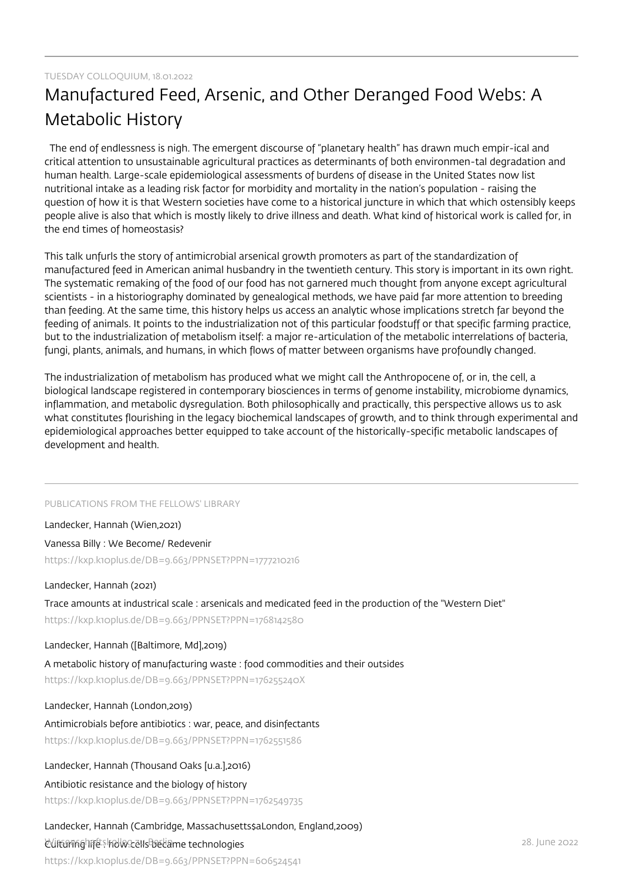TUESDAY COLLOQUIUM, 18.01.2022

# Manufactured Feed, Arsenic, and Other Deranged Food Webs: A Metabolic History

The end of endlessness is nigh. The emergent discourse of "planetary health" has drawn much empir-ical and critical attention to unsustainable agricultural practices as determinants of both environmen-tal degradation and human health. Large-scale epidemiological assessments of burdens of disease in the United States now list nutritional intake as a leading risk factor for morbidity and mortality in the nation's population - raising the question of how it is that Western societies have come to a historical juncture in which that which ostensibly keeps people alive is also that which is mostly likely to drive illness and death. What kind of historical work is called for, in the end times of homeostasis?

This talk unfurls the story of antimicrobial arsenical growth promoters as part of the standardization of manufactured feed in American animal husbandry in the twentieth century. This story is important in its own right. The systematic remaking of the food of our food has not garnered much thought from anyone except agricultural scientists - in a historiography dominated by genealogical methods, we have paid far more attention to breeding than feeding. At the same time, this history helps us access an analytic whose implications stretch far beyond the feeding of animals. It points to the industrialization not of this particular foodstuff or that specific farming practice, but to the industrialization of metabolism itself: a major re-articulation of the metabolic interrelations of bacteria, fungi, plants, animals, and humans, in which flows of matter between organisms have profoundly changed.

The industrialization of metabolism has produced what we might call the Anthropocene of, or in, the cell, a biological landscape registered in contemporary biosciences in terms of genome instability, microbiome dynamics, inflammation, and metabolic dysregulation. Both philosophically and practically, this perspective allows us to ask what constitutes flourishing in the legacy biochemical landscapes of growth, and to think through experimental and epidemiological approaches better equipped to take account of the historically-specific metabolic landscapes of development and health.

PUBLICATIONS FROM THE FELLOWS' LIBRARY

Landecker, Hannah (Wien,2021)

Vanessa Billy : We Become/ Redevenir

https://kxp.k10plus.de/DB=9.663/PPNSET?PPN=1777210216

Landecker, Hannah (2021)

Trace amounts at industrical scale : arsenicals and medicated feed in the production of the "Western Diet"

https://kxp.k10plus.de/DB=9.663/PPNSET?PPN=1768142580

Landecker, Hannah ([Baltimore, Md],2019)

A metabolic history of manufacturing waste : food commodities and their outsides

https://kxp.k10plus.de/DB=9.663/PPNSET?PPN=176255240X

Landecker, Hannah (London,2019)

Antimicrobials before antibiotics : war, peace, and disinfectants

https://kxp.k10plus.de/DB=9.663/PPNSET?PPN=1762551586

Landecker, Hannah (Thousand Oaks [u.a.],2016)

Antibiotic resistance and the biology of history

https://kxp.k10plus.de/DB=9.663/PPNSET?PPN=1762549735

Landecker, Hannah (Cambridge, Massachusetts$aLondon, England,2009)

Culturing life : how cells became technologies

https://kxp.k10plus.de/DB=9.663/PPNSET?PPN=606524541